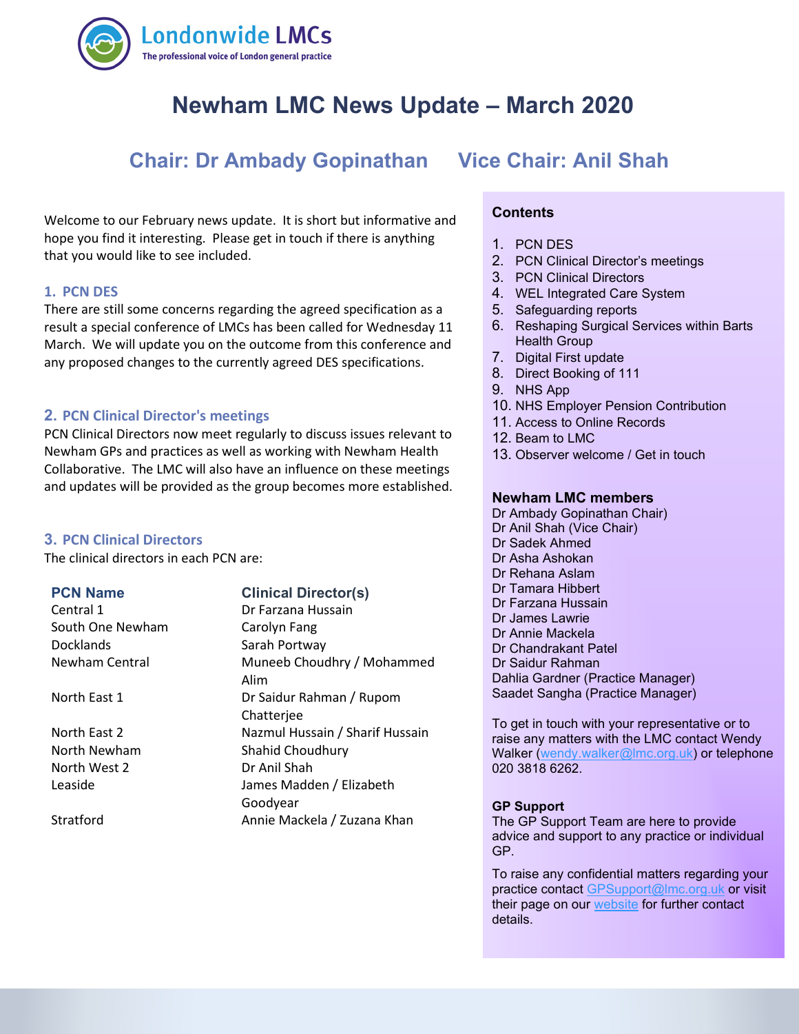Londonwide LMCs
The professional voice of London general practice

# Newham LMC News Update – March 2020

## Chair: Dr Ambady Gopinathan Vice Chair: Anil Shah

Welcome to our February news update. It is short but informative and hope you find it interesting. Please get in touch if there is anything that you would like to see included.

### 1. PCN DES

There are still some concerns regarding the agreed specification as a result a special conference of LMCs has been called for Wednesday 11 March. We will update you on the outcome from this conference and any proposed changes to the currently agreed DES specifications.

### 2. PCN Clinical Director's meetings

PCN Clinical Directors now meet regularly to discuss issues relevant to Newham GPs and practices as well as working with Newham Health Collaborative. The LMC will also have an influence on these meetings and updates will be provided as the group becomes more established.

### 3. PCN Clinical Directors

The clinical directors in each PCN are:

| PCN Name | Clinical Director(s) |
|---|---|
| Central 1 | Dr Farzana Hussain |
| South One Newham | Carolyn Fang |
| Docklands | Sarah Portway |
| Newham Central | Muneeb Choudhry / Mohammed Alim |
| North East 1 | Dr Saidur Rahman / Rupom Chatterjee |
| North East 2 | Nazmul Hussain / Sharif Hussain |
| North Newham | Shahid Choudhury |
| North West 2 | Dr Anil Shah |
| Leaside | James Madden / Elizabeth Goodyear |
| Stratford | Annie Mackela / Zuzana Khan |

**Contents**

1. PCN DES
2. PCN Clinical Director's meetings
3. PCN Clinical Directors
4. WEL Integrated Care System
5. Safeguarding reports
6. Reshaping Surgical Services within Barts Health Group
7. Digital First update
8. Direct Booking of 111
9. NHS App
10. NHS Employer Pension Contribution
11. Access to Online Records
12. Beam to LMC
13. Observer welcome / Get in touch

**Newham LMC members**

Dr Ambady Gopinathan Chair)
Dr Anil Shah (Vice Chair)
Dr Sadek Ahmed
Dr Asha Ashokan
Dr Rehana Aslam
Dr Tamara Hibbert
Dr Farzana Hussain
Dr James Lawrie
Dr Annie Mackela
Dr Chandrakant Patel
Dr Saidur Rahman
Dahlia Gardner (Practice Manager)
Saadet Sangha (Practice Manager)

To get in touch with your representative or to raise any matters with the LMC contact Wendy Walker (wendy.walker@lmc.org.uk) or telephone 020 3818 6262.

**GP Support**

The GP Support Team are here to provide advice and support to any practice or individual GP.

To raise any confidential matters regarding your practice contact GPSupport@lmc.org.uk or visit their page on our website for further contact details.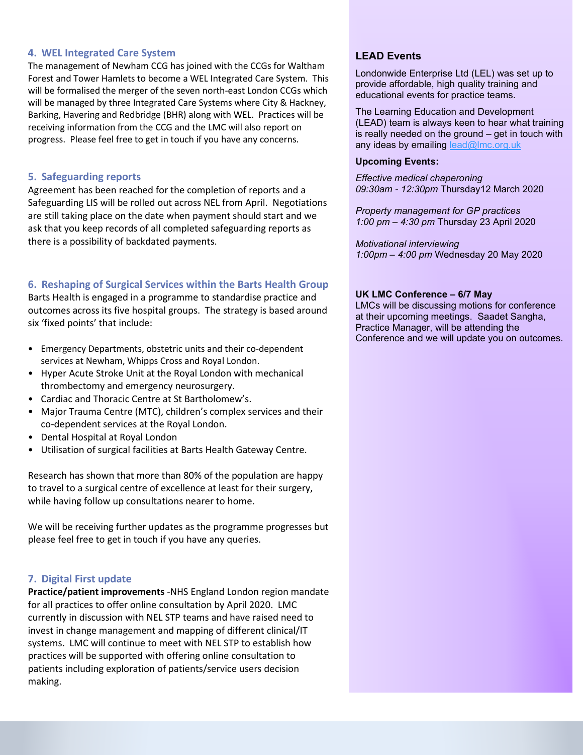## 4. WEL Integrated Care System

The management of Newham CCG has joined with the CCGs for Waltham Forest and Tower Hamlets to become a WEL Integrated Care System. This will be formalised the merger of the seven north-east London CCGs which will be managed by three Integrated Care Systems where City & Hackney, Barking, Havering and Redbridge (BHR) along with WEL. Practices will be receiving information from the CCG and the LMC will also report on progress. Please feel free to get in touch if you have any concerns.

## 5. Safeguarding reports

Agreement has been reached for the completion of reports and a Safeguarding LIS will be rolled out across NEL from April. Negotiations are still taking place on the date when payment should start and we ask that you keep records of all completed safeguarding reports as there is a possibility of backdated payments.

## 6. Reshaping of Surgical Services within the Barts Health Group

Barts Health is engaged in a programme to standardise practice and outcomes across its five hospital groups. The strategy is based around six 'fixed points' that include:

- Emergency Departments, obstetric units and their co-dependent services at Newham, Whipps Cross and Royal London.
- Hyper Acute Stroke Unit at the Royal London with mechanical thrombectomy and emergency neurosurgery.
- Cardiac and Thoracic Centre at St Bartholomew's.
- Major Trauma Centre (MTC), children's complex services and their co-dependent services at the Royal London.
- Dental Hospital at Royal London
- Utilisation of surgical facilities at Barts Health Gateway Centre.

Research has shown that more than 80% of the population are happy to travel to a surgical centre of excellence at least for their surgery, while having follow up consultations nearer to home.

We will be receiving further updates as the programme progresses but please feel free to get in touch if you have any queries.

## 7. Digital First update

**Practice/patient improvements** -NHS England London region mandate for all practices to offer online consultation by April 2020. LMC currently in discussion with NEL STP teams and have raised need to invest in change management and mapping of different clinical/IT systems. LMC will continue to meet with NEL STP to establish how practices will be supported with offering online consultation to patients including exploration of patients/service users decision making.

## LEAD Events

Londonwide Enterprise Ltd (LEL) was set up to provide affordable, high quality training and educational events for practice teams.

The Learning Education and Development (LEAD) team is always keen to hear what training is really needed on the ground – get in touch with any ideas by emailing lead@lmc.org.uk

**Upcoming Events:**

*Effective medical chaperoning*
*09:30am - 12:30pm* Thursday12 March 2020

*Property management for GP practices*
*1:00 pm – 4:30 pm* Thursday 23 April 2020

*Motivational interviewing*
*1:00pm – 4:00 pm* Wednesday 20 May 2020

**UK LMC Conference – 6/7 May**

LMCs will be discussing motions for conference at their upcoming meetings. Saadet Sangha, Practice Manager, will be attending the Conference and we will update you on outcomes.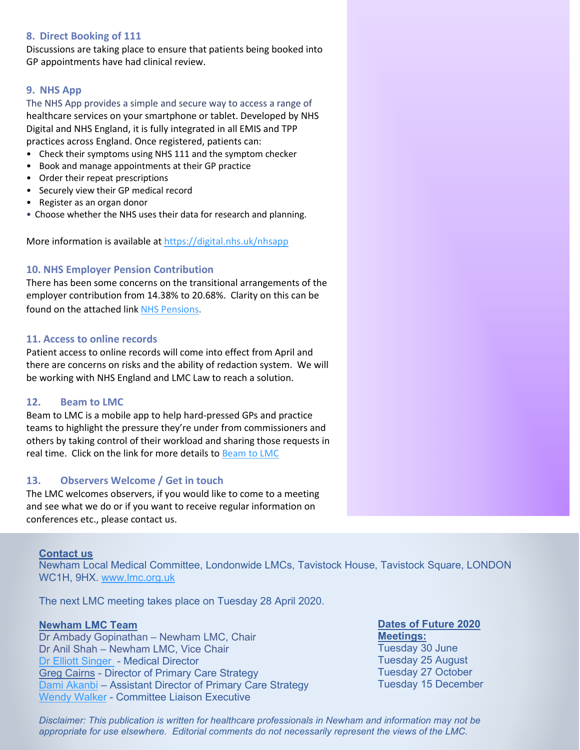### 8. Direct Booking of 111

Discussions are taking place to ensure that patients being booked into GP appointments have had clinical review.

### 9. NHS App

The NHS App provides a simple and secure way to access a range of healthcare services on your smartphone or tablet. Developed by NHS Digital and NHS England, it is fully integrated in all EMIS and TPP practices across England. Once registered, patients can:

- Check their symptoms using NHS 111 and the symptom checker
- Book and manage appointments at their GP practice
- Order their repeat prescriptions
- Securely view their GP medical record
- Register as an organ donor
- Choose whether the NHS uses their data for research and planning.

More information is available at [https://digital.nhs.uk/nhsapp](https://digital.nhs.uk/nhsapp)

### 10. NHS Employer Pension Contribution

There has been some concerns on the transitional arrangements of the employer contribution from 14.38% to 20.68%. Clarity on this can be found on the attached link [NHS Pensions](#).

### 11. Access to online records

Patient access to online records will come into effect from April and there are concerns on risks and the ability of redaction system. We will be working with NHS England and LMC Law to reach a solution.

### 12. Beam to LMC

Beam to LMC is a mobile app to help hard-pressed GPs and practice teams to highlight the pressure they're under from commissioners and others by taking control of their workload and sharing those requests in real time. Click on the link for more details to [Beam to LMC](#)

### 13. Observers Welcome / Get in touch

The LMC welcomes observers, if you would like to come to a meeting and see what we do or if you want to receive regular information on conferences etc., please contact us.

**Contact us**

Newham Local Medical Committee, Londonwide LMCs, Tavistock House, Tavistock Square, LONDON WC1H, 9HX. [www.lmc.org.uk](http://www.lmc.org.uk)

The next LMC meeting takes place on Tuesday 28 April 2020.

**Newham LMC Team**

Dr Ambady Gopinathan – Newham LMC, Chair
Dr Anil Shah – Newham LMC, Vice Chair
[Dr Elliott Singer](#) - Medical Director
[Greg Cairns](#) - Director of Primary Care Strategy
[Dami Akanbi](#) – Assistant Director of Primary Care Strategy
[Wendy Walker](#) - Committee Liaison Executive

**Dates of Future 2020 Meetings:**

Tuesday 30 June
Tuesday 25 August
Tuesday 27 October
Tuesday 15 December

*Disclaimer: This publication is written for healthcare professionals in Newham and information may not be appropriate for use elsewhere. Editorial comments do not necessarily represent the views of the LMC.*